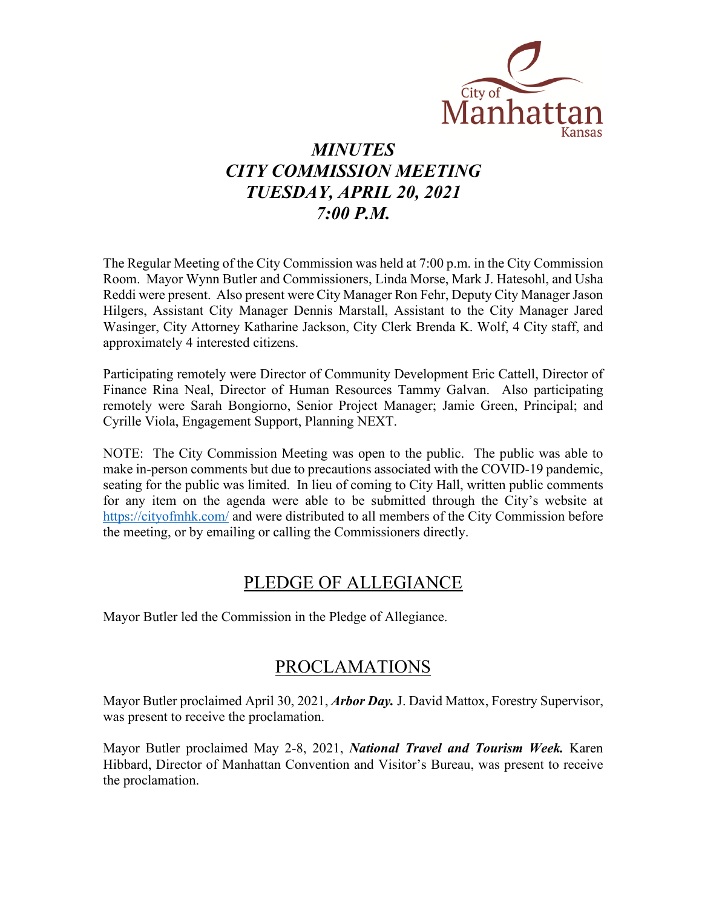City of Manhattan Kansas

# *MINUTES*
# *CITY COMMISSION MEETING*
# *TUESDAY, APRIL 20, 2021*
# *7:00 P.M.*

The Regular Meeting of the City Commission was held at 7:00 p.m. in the City Commission Room. Mayor Wynn Butler and Commissioners, Linda Morse, Mark J. Hatesohl, and Usha Reddi were present. Also present were City Manager Ron Fehr, Deputy City Manager Jason Hilgers, Assistant City Manager Dennis Marstall, Assistant to the City Manager Jared Wasinger, City Attorney Katharine Jackson, City Clerk Brenda K. Wolf, 4 City staff, and approximately 4 interested citizens.

Participating remotely were Director of Community Development Eric Cattell, Director of Finance Rina Neal, Director of Human Resources Tammy Galvan. Also participating remotely were Sarah Bongiorno, Senior Project Manager; Jamie Green, Principal; and Cyrille Viola, Engagement Support, Planning NEXT.

NOTE: The City Commission Meeting was open to the public. The public was able to make in-person comments but due to precautions associated with the COVID-19 pandemic, seating for the public was limited. In lieu of coming to City Hall, written public comments for any item on the agenda were able to be submitted through the City's website at https://cityofmhk.com/ and were distributed to all members of the City Commission before the meeting, or by emailing or calling the Commissioners directly.

## PLEDGE OF ALLEGIANCE

Mayor Butler led the Commission in the Pledge of Allegiance.

## PROCLAMATIONS

Mayor Butler proclaimed April 30, 2021, ***Arbor Day.*** J. David Mattox, Forestry Supervisor, was present to receive the proclamation.

Mayor Butler proclaimed May 2-8, 2021, ***National Travel and Tourism Week.*** Karen Hibbard, Director of Manhattan Convention and Visitor's Bureau, was present to receive the proclamation.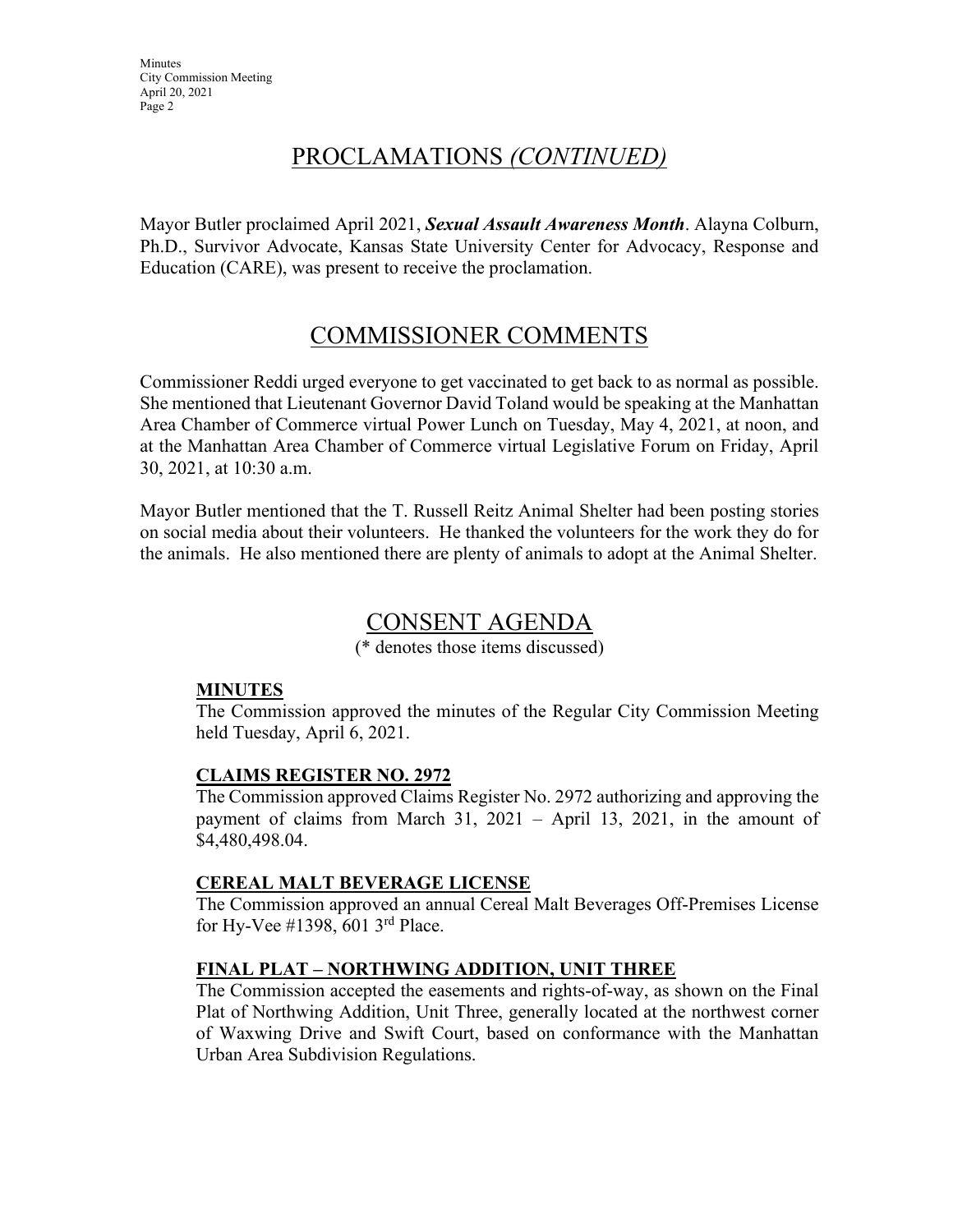## PROCLAMATIONS *(CONTINUED)*

Mayor Butler proclaimed April 2021, ***Sexual Assault Awareness Month***. Alayna Colburn, Ph.D., Survivor Advocate, Kansas State University Center for Advocacy, Response and Education (CARE), was present to receive the proclamation.

## COMMISSIONER COMMENTS

Commissioner Reddi urged everyone to get vaccinated to get back to as normal as possible. She mentioned that Lieutenant Governor David Toland would be speaking at the Manhattan Area Chamber of Commerce virtual Power Lunch on Tuesday, May 4, 2021, at noon, and at the Manhattan Area Chamber of Commerce virtual Legislative Forum on Friday, April 30, 2021, at 10:30 a.m.

Mayor Butler mentioned that the T. Russell Reitz Animal Shelter had been posting stories on social media about their volunteers. He thanked the volunteers for the work they do for the animals. He also mentioned there are plenty of animals to adopt at the Animal Shelter.

## CONSENT AGENDA

(* denotes those items discussed)

**MINUTES**

The Commission approved the minutes of the Regular City Commission Meeting held Tuesday, April 6, 2021.

**CLAIMS REGISTER NO. 2972**

The Commission approved Claims Register No. 2972 authorizing and approving the payment of claims from March 31, 2021 – April 13, 2021, in the amount of $4,480,498.04.

**CEREAL MALT BEVERAGE LICENSE**

The Commission approved an annual Cereal Malt Beverages Off-Premises License for Hy-Vee #1398, 601 3rd Place.

**FINAL PLAT – NORTHWING ADDITION, UNIT THREE**

The Commission accepted the easements and rights-of-way, as shown on the Final Plat of Northwing Addition, Unit Three, generally located at the northwest corner of Waxwing Drive and Swift Court, based on conformance with the Manhattan Urban Area Subdivision Regulations.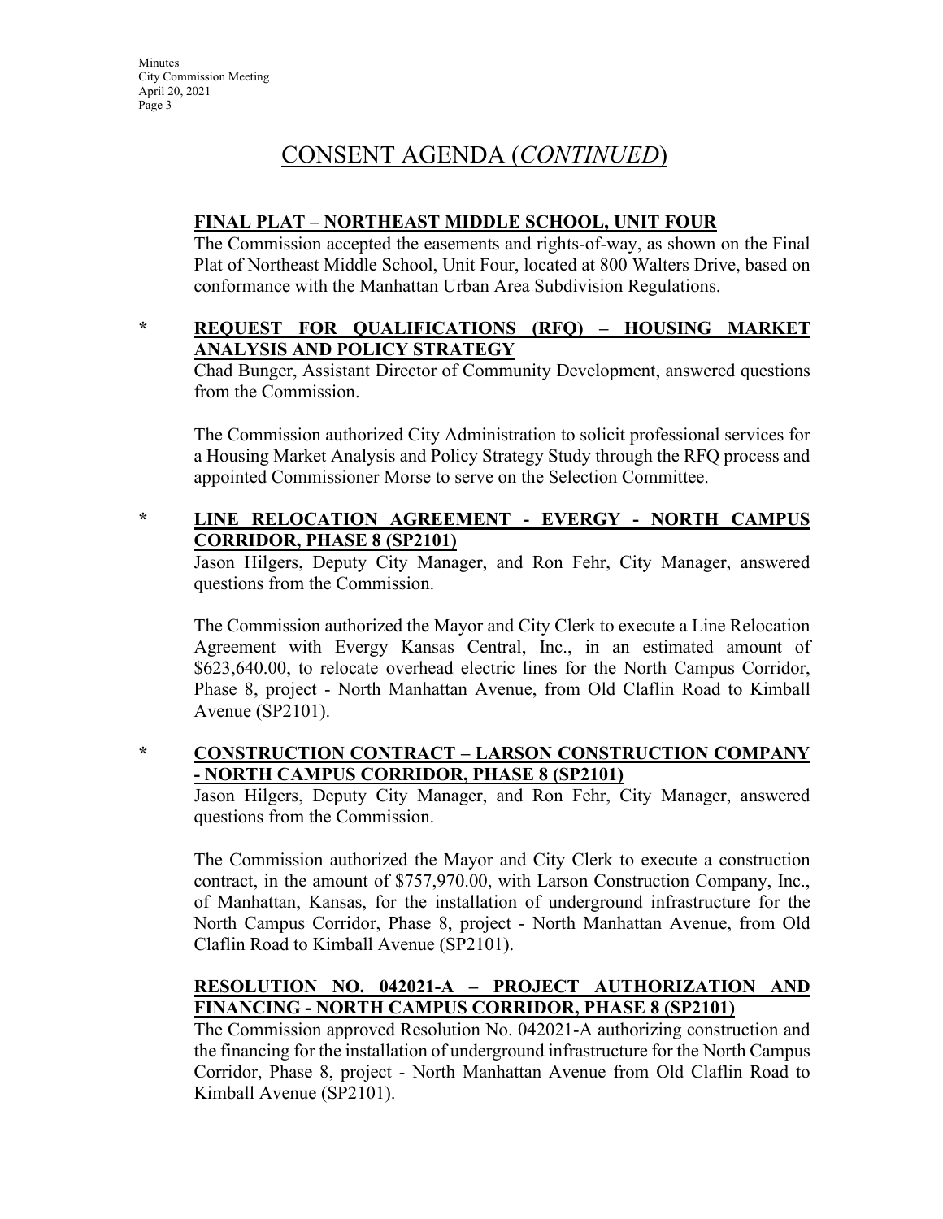# CONSENT AGENDA (*CONTINUED*)

**FINAL PLAT – NORTHEAST MIDDLE SCHOOL, UNIT FOUR**

The Commission accepted the easements and rights-of-way, as shown on the Final Plat of Northeast Middle School, Unit Four, located at 800 Walters Drive, based on conformance with the Manhattan Urban Area Subdivision Regulations.

\* **REQUEST FOR QUALIFICATIONS (RFQ) – HOUSING MARKET ANALYSIS AND POLICY STRATEGY**

Chad Bunger, Assistant Director of Community Development, answered questions from the Commission.

The Commission authorized City Administration to solicit professional services for a Housing Market Analysis and Policy Strategy Study through the RFQ process and appointed Commissioner Morse to serve on the Selection Committee.

\* **LINE RELOCATION AGREEMENT - EVERGY - NORTH CAMPUS CORRIDOR, PHASE 8 (SP2101)**

Jason Hilgers, Deputy City Manager, and Ron Fehr, City Manager, answered questions from the Commission.

The Commission authorized the Mayor and City Clerk to execute a Line Relocation Agreement with Evergy Kansas Central, Inc., in an estimated amount of $623,640.00, to relocate overhead electric lines for the North Campus Corridor, Phase 8, project - North Manhattan Avenue, from Old Claflin Road to Kimball Avenue (SP2101).

\* **CONSTRUCTION CONTRACT – LARSON CONSTRUCTION COMPANY - NORTH CAMPUS CORRIDOR, PHASE 8 (SP2101)**

Jason Hilgers, Deputy City Manager, and Ron Fehr, City Manager, answered questions from the Commission.

The Commission authorized the Mayor and City Clerk to execute a construction contract, in the amount of $757,970.00, with Larson Construction Company, Inc., of Manhattan, Kansas, for the installation of underground infrastructure for the North Campus Corridor, Phase 8, project - North Manhattan Avenue, from Old Claflin Road to Kimball Avenue (SP2101).

**RESOLUTION NO. 042021-A – PROJECT AUTHORIZATION AND FINANCING - NORTH CAMPUS CORRIDOR, PHASE 8 (SP2101)**

The Commission approved Resolution No. 042021-A authorizing construction and the financing for the installation of underground infrastructure for the North Campus Corridor, Phase 8, project - North Manhattan Avenue from Old Claflin Road to Kimball Avenue (SP2101).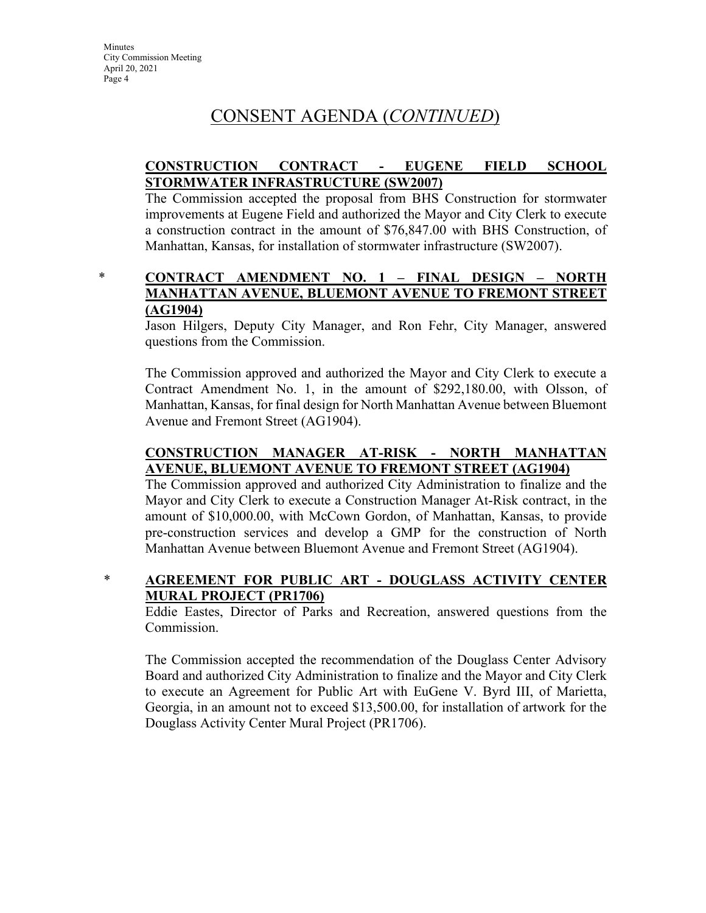# CONSENT AGENDA (*CONTINUED*)

**CONSTRUCTION CONTRACT - EUGENE FIELD SCHOOL STORMWATER INFRASTRUCTURE (SW2007)**

The Commission accepted the proposal from BHS Construction for stormwater improvements at Eugene Field and authorized the Mayor and City Clerk to execute a construction contract in the amount of $76,847.00 with BHS Construction, of Manhattan, Kansas, for installation of stormwater infrastructure (SW2007).

\* **CONTRACT AMENDMENT NO. 1 – FINAL DESIGN – NORTH MANHATTAN AVENUE, BLUEMONT AVENUE TO FREMONT STREET (AG1904)**

Jason Hilgers, Deputy City Manager, and Ron Fehr, City Manager, answered questions from the Commission.

The Commission approved and authorized the Mayor and City Clerk to execute a Contract Amendment No. 1, in the amount of $292,180.00, with Olsson, of Manhattan, Kansas, for final design for North Manhattan Avenue between Bluemont Avenue and Fremont Street (AG1904).

**CONSTRUCTION MANAGER AT-RISK - NORTH MANHATTAN AVENUE, BLUEMONT AVENUE TO FREMONT STREET (AG1904)**

The Commission approved and authorized City Administration to finalize and the Mayor and City Clerk to execute a Construction Manager At-Risk contract, in the amount of $10,000.00, with McCown Gordon, of Manhattan, Kansas, to provide pre-construction services and develop a GMP for the construction of North Manhattan Avenue between Bluemont Avenue and Fremont Street (AG1904).

\* **AGREEMENT FOR PUBLIC ART - DOUGLASS ACTIVITY CENTER MURAL PROJECT (PR1706)**

Eddie Eastes, Director of Parks and Recreation, answered questions from the Commission.

The Commission accepted the recommendation of the Douglass Center Advisory Board and authorized City Administration to finalize and the Mayor and City Clerk to execute an Agreement for Public Art with EuGene V. Byrd III, of Marietta, Georgia, in an amount not to exceed $13,500.00, for installation of artwork for the Douglass Activity Center Mural Project (PR1706).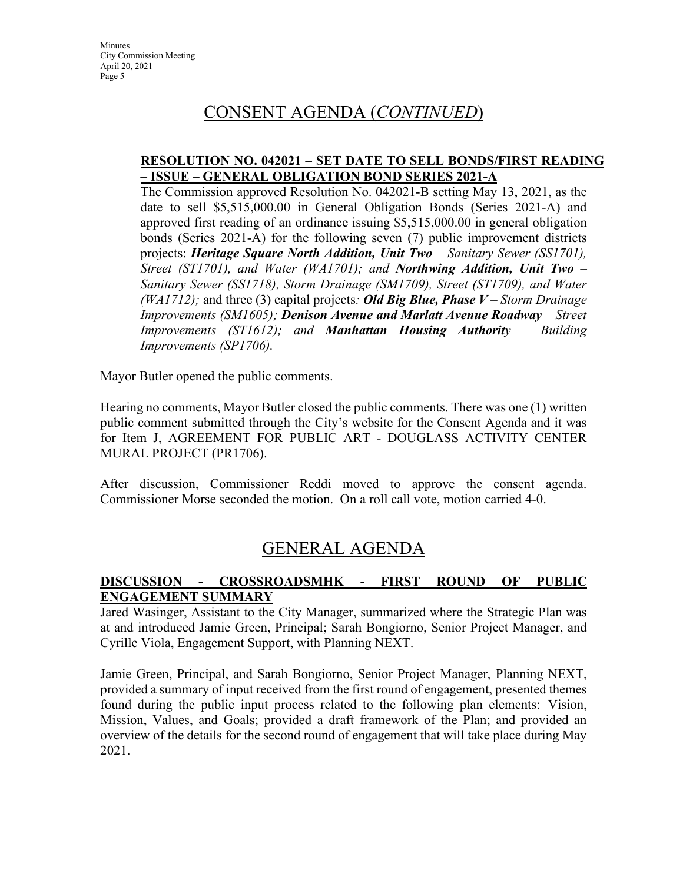# CONSENT AGENDA (*CONTINUED*)

**RESOLUTION NO. 042021 – SET DATE TO SELL BONDS/FIRST READING – ISSUE – GENERAL OBLIGATION BOND SERIES 2021-A**

The Commission approved Resolution No. 042021-B setting May 13, 2021, as the date to sell $5,515,000.00 in General Obligation Bonds (Series 2021-A) and approved first reading of an ordinance issuing $5,515,000.00 in general obligation bonds (Series 2021-A) for the following seven (7) public improvement districts projects: ***Heritage Square North Addition, Unit Two*** *– Sanitary Sewer (SS1701), Street (ST1701), and Water (WA1701); and* ***Northwing Addition, Unit Two*** *– Sanitary Sewer (SS1718), Storm Drainage (SM1709), Street (ST1709), and Water (WA1712);* and three (3) capital projects*:* ***Old Big Blue, Phase V*** *– Storm Drainage Improvements (SM1605);* ***Denison Avenue and Marlatt Avenue Roadway*** *– Street Improvements (ST1612); and* ***Manhattan Housing Authorit****y – Building Improvements (SP1706).*

Mayor Butler opened the public comments.

Hearing no comments, Mayor Butler closed the public comments. There was one (1) written public comment submitted through the City's website for the Consent Agenda and it was for Item J, AGREEMENT FOR PUBLIC ART - DOUGLASS ACTIVITY CENTER MURAL PROJECT (PR1706).

After discussion, Commissioner Reddi moved to approve the consent agenda. Commissioner Morse seconded the motion. On a roll call vote, motion carried 4-0.

# GENERAL AGENDA

**DISCUSSION - CROSSROADSMHK - FIRST ROUND OF PUBLIC ENGAGEMENT SUMMARY**

Jared Wasinger, Assistant to the City Manager, summarized where the Strategic Plan was at and introduced Jamie Green, Principal; Sarah Bongiorno, Senior Project Manager, and Cyrille Viola, Engagement Support, with Planning NEXT.

Jamie Green, Principal, and Sarah Bongiorno, Senior Project Manager, Planning NEXT, provided a summary of input received from the first round of engagement, presented themes found during the public input process related to the following plan elements: Vision, Mission, Values, and Goals; provided a draft framework of the Plan; and provided an overview of the details for the second round of engagement that will take place during May 2021.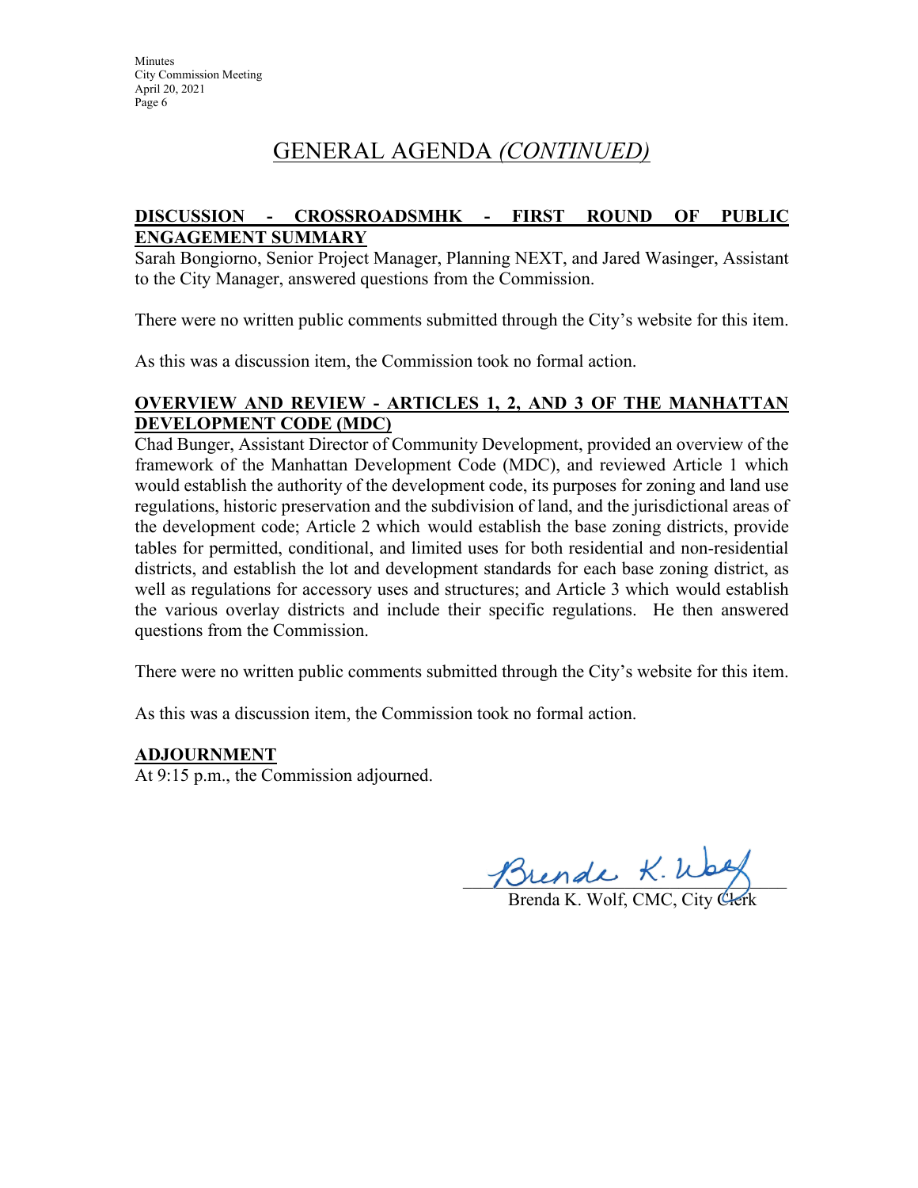# GENERAL AGENDA *(CONTINUED)*

**DISCUSSION - CROSSROADSMHK - FIRST ROUND OF PUBLIC ENGAGEMENT SUMMARY**

Sarah Bongiorno, Senior Project Manager, Planning NEXT, and Jared Wasinger, Assistant to the City Manager, answered questions from the Commission.

There were no written public comments submitted through the City's website for this item.

As this was a discussion item, the Commission took no formal action.

**OVERVIEW AND REVIEW - ARTICLES 1, 2, AND 3 OF THE MANHATTAN DEVELOPMENT CODE (MDC)**

Chad Bunger, Assistant Director of Community Development, provided an overview of the framework of the Manhattan Development Code (MDC), and reviewed Article 1 which would establish the authority of the development code, its purposes for zoning and land use regulations, historic preservation and the subdivision of land, and the jurisdictional areas of the development code; Article 2 which would establish the base zoning districts, provide tables for permitted, conditional, and limited uses for both residential and non-residential districts, and establish the lot and development standards for each base zoning district, as well as regulations for accessory uses and structures; and Article 3 which would establish the various overlay districts and include their specific regulations. He then answered questions from the Commission.

There were no written public comments submitted through the City's website for this item.

As this was a discussion item, the Commission took no formal action.

**ADJOURNMENT**

At 9:15 p.m., the Commission adjourned.

Brenda K. Wolf, CMC, City Clerk